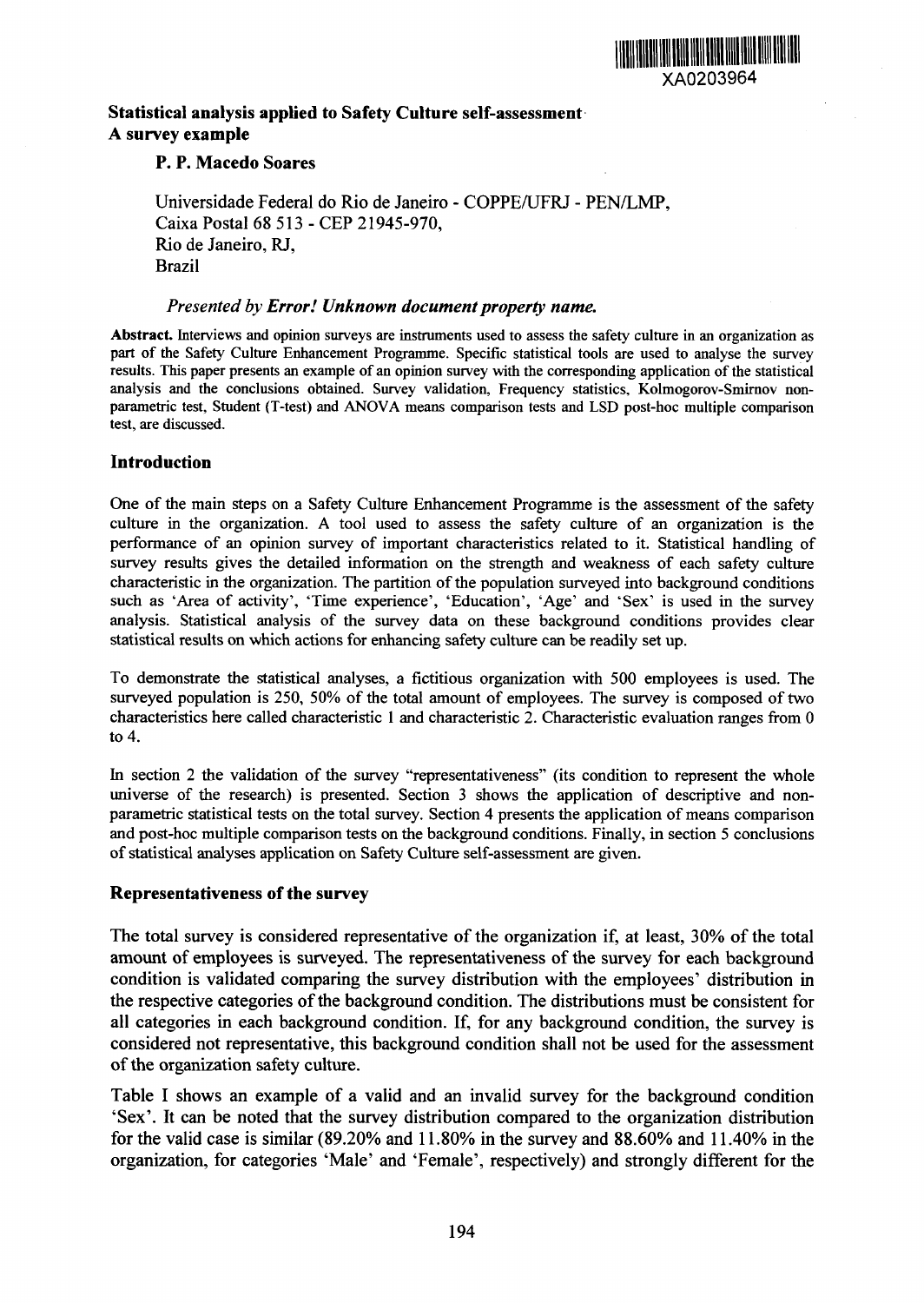XA0203964

# Statistical analysis applied to Safety Culture self-assessment A survey example

**P. P. Macedo Soares**

Universidade Federal do Rio de Janeiro - COPPE/UFRJ - PEN/LMP,
Caixa Postal 68 513 - CEP 21945-970,
Rio de Janeiro, RJ,
Brazil

*Presented by* ***Error! Unknown document property name.***

**Abstract.** Interviews and opinion surveys are instruments used to assess the safety culture in an organization as part of the Safety Culture Enhancement Programme. Specific statistical tools are used to analyse the survey results. This paper presents an example of an opinion survey with the corresponding application of the statistical analysis and the conclusions obtained. Survey validation, Frequency statistics, Kolmogorov-Smirnov non-parametric test, Student (T-test) and ANOVA means comparison tests and LSD post-hoc multiple comparison test, are discussed.

## Introduction

One of the main steps on a Safety Culture Enhancement Programme is the assessment of the safety culture in the organization. A tool used to assess the safety culture of an organization is the performance of an opinion survey of important characteristics related to it. Statistical handling of survey results gives the detailed information on the strength and weakness of each safety culture characteristic in the organization. The partition of the population surveyed into background conditions such as 'Area of activity', 'Time experience', 'Education', 'Age' and 'Sex' is used in the survey analysis. Statistical analysis of the survey data on these background conditions provides clear statistical results on which actions for enhancing safety culture can be readily set up.

To demonstrate the statistical analyses, a fictitious organization with 500 employees is used. The surveyed population is 250, 50% of the total amount of employees. The survey is composed of two characteristics here called characteristic 1 and characteristic 2. Characteristic evaluation ranges from 0 to 4.

In section 2 the validation of the survey "representativeness" (its condition to represent the whole universe of the research) is presented. Section 3 shows the application of descriptive and non-parametric statistical tests on the total survey. Section 4 presents the application of means comparison and post-hoc multiple comparison tests on the background conditions. Finally, in section 5 conclusions of statistical analyses application on Safety Culture self-assessment are given.

## Representativeness of the survey

The total survey is considered representative of the organization if, at least, 30% of the total amount of employees is surveyed. The representativeness of the survey for each background condition is validated comparing the survey distribution with the employees' distribution in the respective categories of the background condition. The distributions must be consistent for all categories in each background condition. If, for any background condition, the survey is considered not representative, this background condition shall not be used for the assessment of the organization safety culture.

Table I shows an example of a valid and an invalid survey for the background condition 'Sex'. It can be noted that the survey distribution compared to the organization distribution for the valid case is similar (89.20% and 11.80% in the survey and 88.60% and 11.40% in the organization, for categories 'Male' and 'Female', respectively) and strongly different for the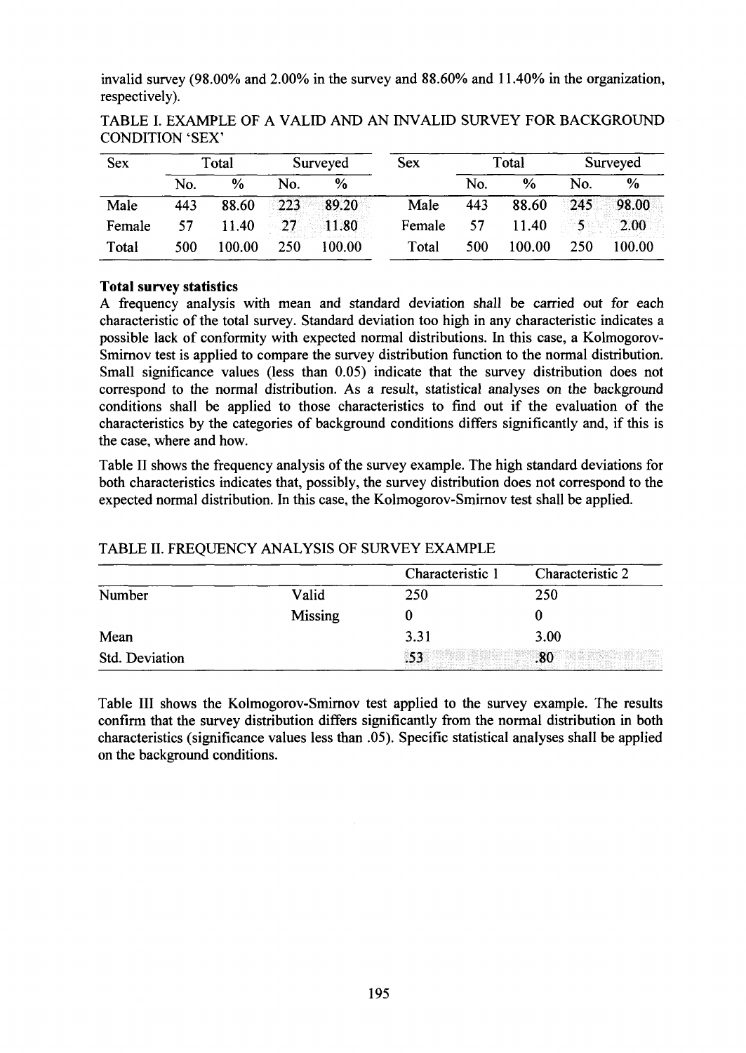invalid survey (98.00% and 2.00% in the survey and 88.60% and 11.40% in the organization, respectively).

TABLE I. EXAMPLE OF A VALID AND AN INVALID SURVEY FOR BACKGROUND CONDITION 'SEX'

| Sex | Total | | Surveyed | | Sex | Total | | Surveyed | |
|---|---|---|---|---|---|---|---|---|---|
| | No. | % | No. | % | | No. | % | No. | % |
| Male | 443 | 88.60 | 223 | 89.20 | Male | 443 | 88.60 | 245 | 98.00 |
| Female | 57 | 11.40 | 27 | 11.80 | Female | 57 | 11.40 | 5 | 2.00 |
| Total | 500 | 100.00 | 250 | 100.00 | Total | 500 | 100.00 | 250 | 100.00 |

**Total survey statistics**

A frequency analysis with mean and standard deviation shall be carried out for each characteristic of the total survey. Standard deviation too high in any characteristic indicates a possible lack of conformity with expected normal distributions. In this case, a Kolmogorov-Smirnov test is applied to compare the survey distribution function to the normal distribution. Small significance values (less than 0.05) indicate that the survey distribution does not correspond to the normal distribution. As a result, statistical analyses on the background conditions shall be applied to those characteristics to find out if the evaluation of the characteristics by the categories of background conditions differs significantly and, if this is the case, where and how.

Table II shows the frequency analysis of the survey example. The high standard deviations for both characteristics indicates that, possibly, the survey distribution does not correspond to the expected normal distribution. In this case, the Kolmogorov-Smirnov test shall be applied.

TABLE II. FREQUENCY ANALYSIS OF SURVEY EXAMPLE

| | | Characteristic 1 | Characteristic 2 |
|---|---|---|---|
| Number | Valid | 250 | 250 |
| | Missing | 0 | 0 |
| Mean | | 3.31 | 3.00 |
| Std. Deviation | | .53 | .80 |

Table III shows the Kolmogorov-Smirnov test applied to the survey example. The results confirm that the survey distribution differs significantly from the normal distribution in both characteristics (significance values less than .05). Specific statistical analyses shall be applied on the background conditions.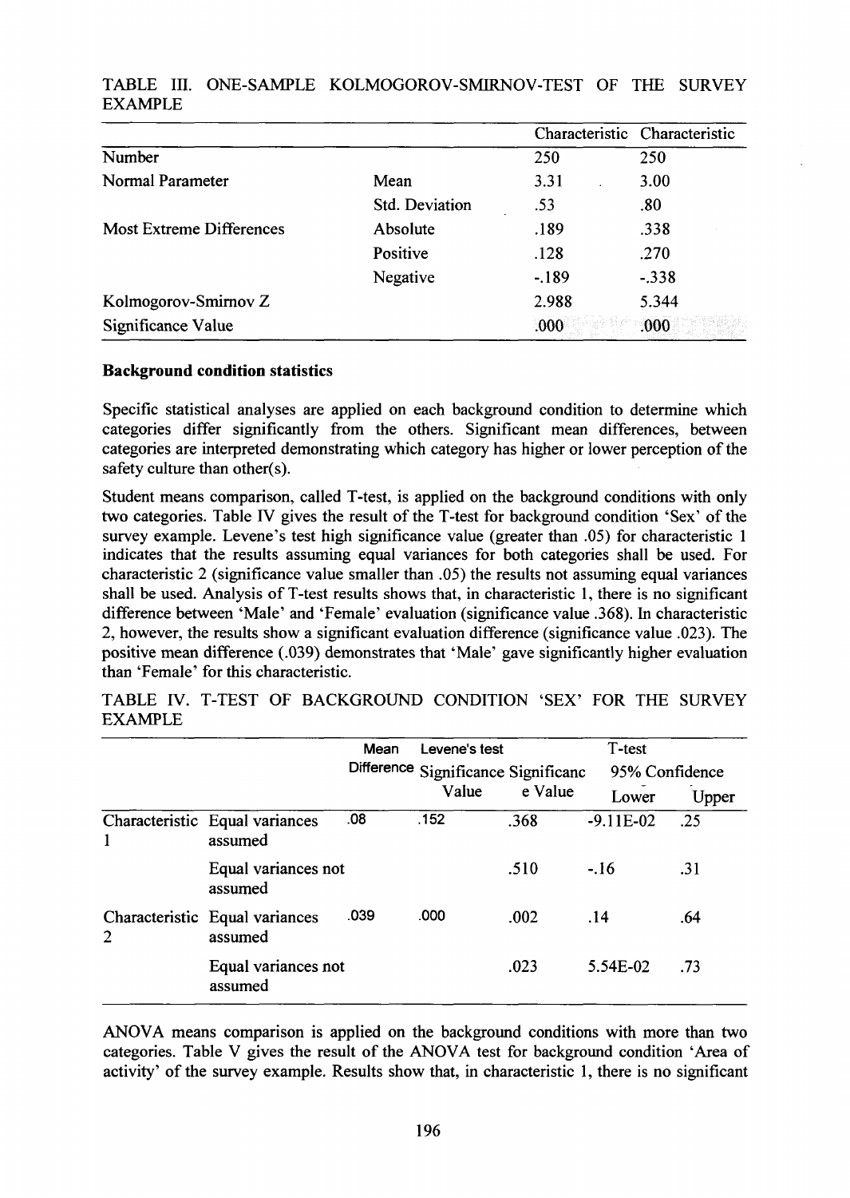TABLE III. ONE-SAMPLE KOLMOGOROV-SMIRNOV-TEST OF THE SURVEY EXAMPLE

| | | Characteristic | Characteristic |
|---|---|---|---|
| Number | | 250 | 250 |
| Normal Parameter | Mean | 3.31 | 3.00 |
| | Std. Deviation | .53 | .80 |
| Most Extreme Differences | Absolute | .189 | .338 |
| | Positive | .128 | .270 |
| | Negative | -.189 | -.338 |
| Kolmogorov-Smirnov Z | | 2.988 | 5.344 |
| Significance Value | | .000 | .000 |

**Background condition statistics**

Specific statistical analyses are applied on each background condition to determine which categories differ significantly from the others. Significant mean differences, between categories are interpreted demonstrating which category has higher or lower perception of the safety culture than other(s).

Student means comparison, called T-test, is applied on the background conditions with only two categories. Table IV gives the result of the T-test for background condition 'Sex' of the survey example. Levene's test high significance value (greater than .05) for characteristic 1 indicates that the results assuming equal variances for both categories shall be used. For characteristic 2 (significance value smaller than .05) the results not assuming equal variances shall be used. Analysis of T-test results shows that, in characteristic 1, there is no significant difference between 'Male' and 'Female' evaluation (significance value .368). In characteristic 2, however, the results show a significant evaluation difference (significance value .023). The positive mean difference (.039) demonstrates that 'Male' gave significantly higher evaluation than 'Female' for this characteristic.

TABLE IV. T-TEST OF BACKGROUND CONDITION 'SEX' FOR THE SURVEY EXAMPLE

| | | Mean Difference | Levene's test Significance Value | T-test Significance Value | 95% Confidence Lower | 95% Confidence Upper |
|---|---|---|---|---|---|---|
| Characteristic 1 | Equal variances assumed | .08 | .152 | .368 | -9.11E-02 | .25 |
| | Equal variances not assumed | | | .510 | -.16 | .31 |
| Characteristic 2 | Equal variances assumed | .039 | .000 | .002 | .14 | .64 |
| | Equal variances not assumed | | | .023 | 5.54E-02 | .73 |

ANOVA means comparison is applied on the background conditions with more than two categories. Table V gives the result of the ANOVA test for background condition 'Area of activity' of the survey example. Results show that, in characteristic 1, there is no significant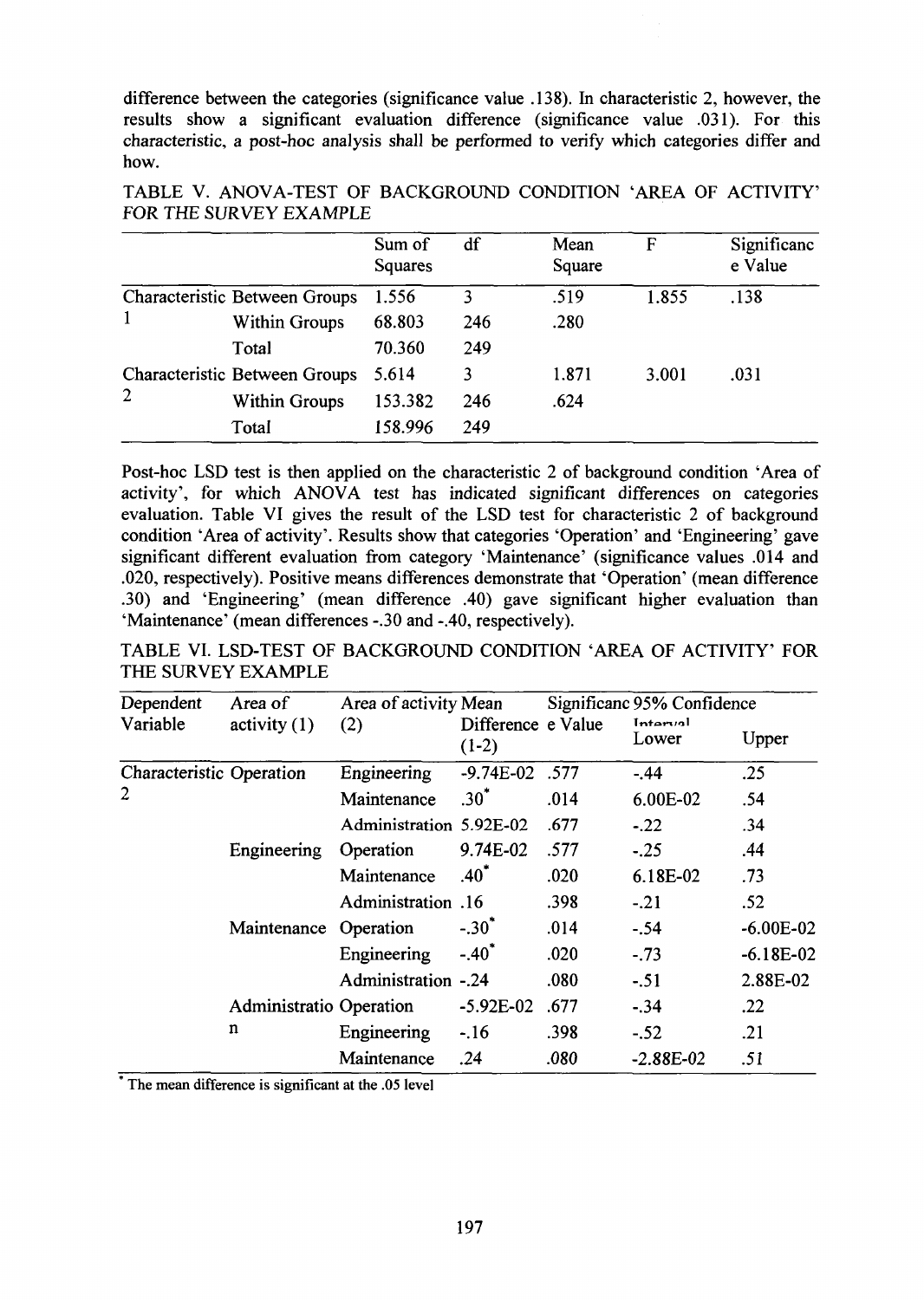difference between the categories (significance value .138). In characteristic 2, however, the results show a significant evaluation difference (significance value .031). For this characteristic, a post-hoc analysis shall be performed to verify which categories differ and how.

TABLE V. ANOVA-TEST OF BACKGROUND CONDITION 'AREA OF ACTIVITY' FOR THE SURVEY EXAMPLE

| | | Sum of Squares | df | Mean Square | F | Significance Value |
|---|---|---|---|---|---|---|
| Characteristic 1 | Between Groups | 1.556 | 3 | .519 | 1.855 | .138 |
| | Within Groups | 68.803 | 246 | .280 | | |
| | Total | 70.360 | 249 | | | |
| Characteristic 2 | Between Groups | 5.614 | 3 | 1.871 | 3.001 | .031 |
| | Within Groups | 153.382 | 246 | .624 | | |
| | Total | 158.996 | 249 | | | |

Post-hoc LSD test is then applied on the characteristic 2 of background condition 'Area of activity', for which ANOVA test has indicated significant differences on categories evaluation. Table VI gives the result of the LSD test for characteristic 2 of background condition 'Area of activity'. Results show that categories 'Operation' and 'Engineering' gave significant different evaluation from category 'Maintenance' (significance values .014 and .020, respectively). Positive means differences demonstrate that 'Operation' (mean difference .30) and 'Engineering' (mean difference .40) gave significant higher evaluation than 'Maintenance' (mean differences -.30 and -.40, respectively).

TABLE VI. LSD-TEST OF BACKGROUND CONDITION 'AREA OF ACTIVITY' FOR THE SURVEY EXAMPLE

| Dependent Variable | Area of activity (1) | Area of activity (2) | Mean Difference (1-2) | Significance Value | 95% Confidence Interval Lower | Upper |
|---|---|---|---|---|---|---|
| Characteristic 2 | Operation | Engineering | -9.74E-02 | .577 | -.44 | .25 |
| | | Maintenance | .30* | .014 | 6.00E-02 | .54 |
| | | Administration | 5.92E-02 | .677 | -.22 | .34 |
| | Engineering | Operation | 9.74E-02 | .577 | -.25 | .44 |
| | | Maintenance | .40* | .020 | 6.18E-02 | .73 |
| | | Administration | .16 | .398 | -.21 | .52 |
| | Maintenance | Operation | -.30* | .014 | -.54 | -6.00E-02 |
| | | Engineering | -.40* | .020 | -.73 | -6.18E-02 |
| | | Administration | -.24 | .080 | -.51 | 2.88E-02 |
| | Administration | Operation | -5.92E-02 | .677 | -.34 | .22 |
| | | Engineering | -.16 | .398 | -.52 | .21 |
| | | Maintenance | .24 | .080 | -2.88E-02 | .51 |

* The mean difference is significant at the .05 level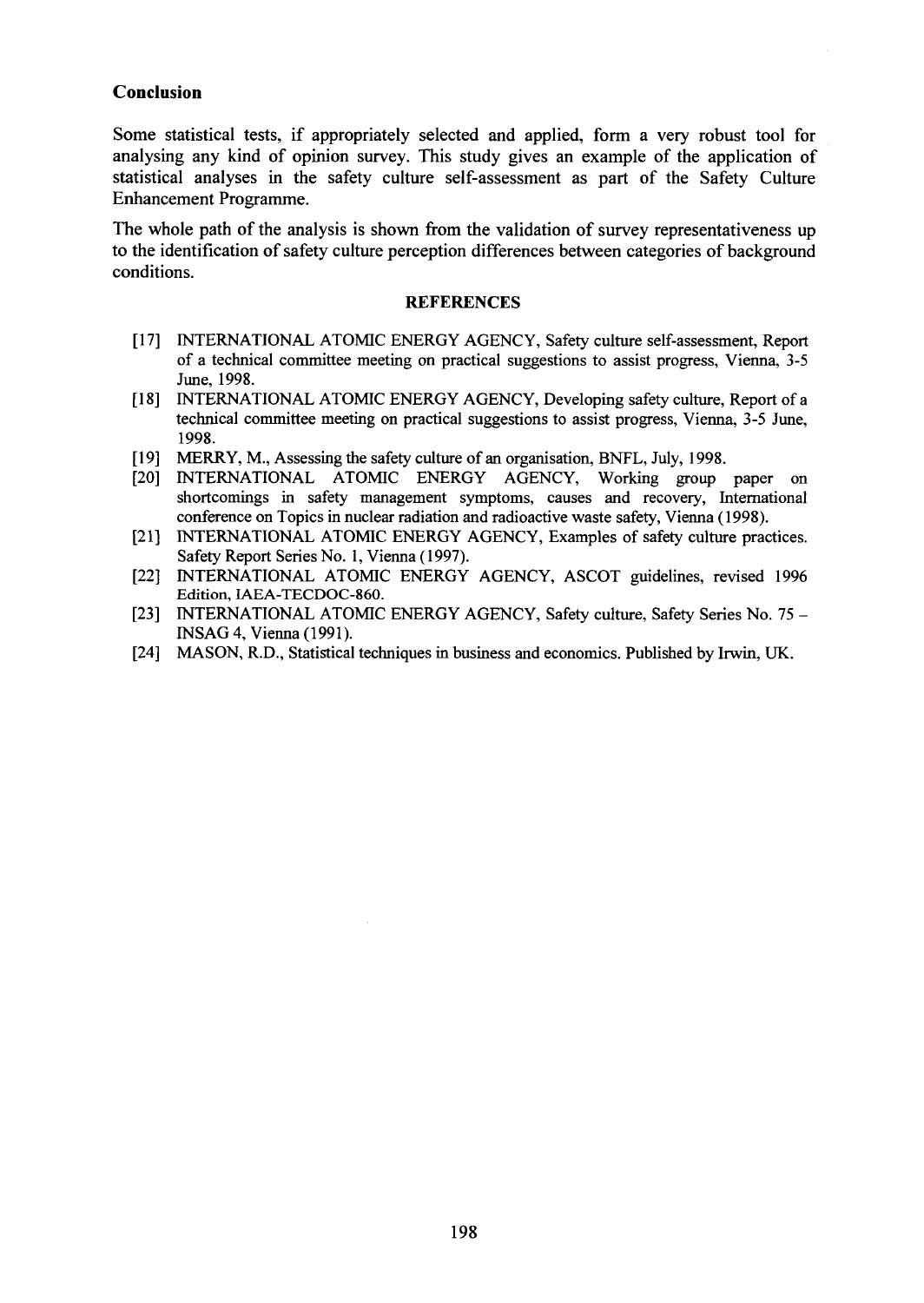## Conclusion

Some statistical tests, if appropriately selected and applied, form a very robust tool for analysing any kind of opinion survey. This study gives an example of the application of statistical analyses in the safety culture self-assessment as part of the Safety Culture Enhancement Programme.

The whole path of the analysis is shown from the validation of survey representativeness up to the identification of safety culture perception differences between categories of background conditions.

## REFERENCES

[17] INTERNATIONAL ATOMIC ENERGY AGENCY, Safety culture self-assessment, Report of a technical committee meeting on practical suggestions to assist progress, Vienna, 3-5 June, 1998.

[18] INTERNATIONAL ATOMIC ENERGY AGENCY, Developing safety culture, Report of a technical committee meeting on practical suggestions to assist progress, Vienna, 3-5 June, 1998.

[19] MERRY, M., Assessing the safety culture of an organisation, BNFL, July, 1998.

[20] INTERNATIONAL ATOMIC ENERGY AGENCY, Working group paper on shortcomings in safety management symptoms, causes and recovery, International conference on Topics in nuclear radiation and radioactive waste safety, Vienna (1998).

[21] INTERNATIONAL ATOMIC ENERGY AGENCY, Examples of safety culture practices. Safety Report Series No. 1, Vienna (1997).

[22] INTERNATIONAL ATOMIC ENERGY AGENCY, ASCOT guidelines, revised 1996 Edition, IAEA-TECDOC-860.

[23] INTERNATIONAL ATOMIC ENERGY AGENCY, Safety culture, Safety Series No. 75 – INSAG 4, Vienna (1991).

[24] MASON, R.D., Statistical techniques in business and economics. Published by Irwin, UK.